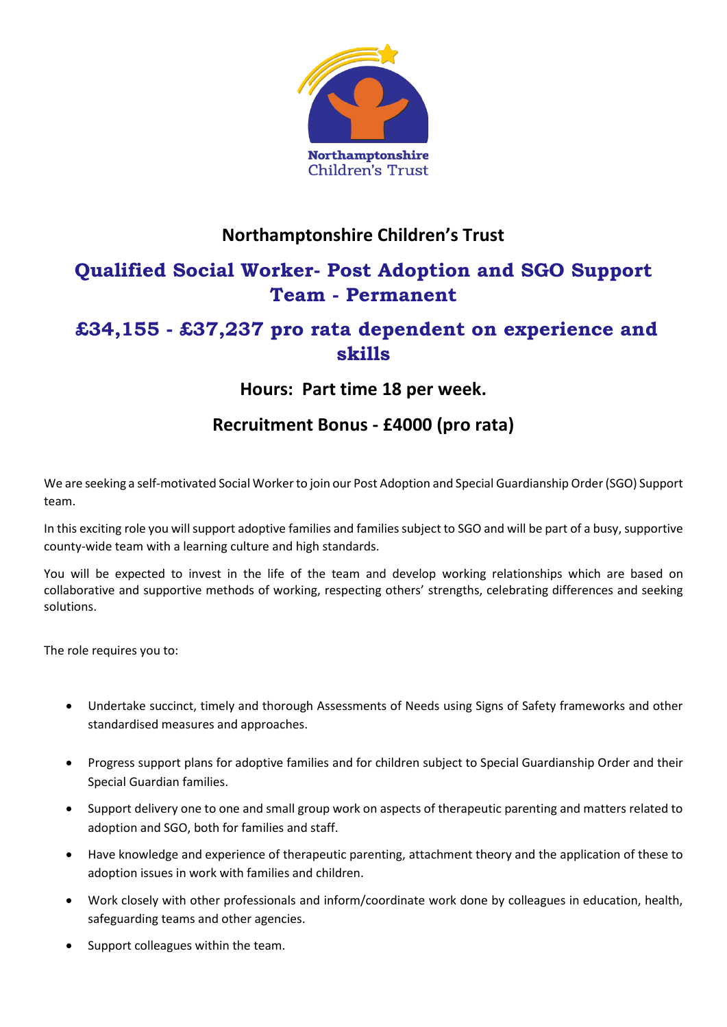Northamptonshire Children's Trust

# Northamptonshire Children's Trust

## Qualified Social Worker- Post Adoption and SGO Support Team - Permanent

## £34,155 - £37,237 pro rata dependent on experience and skills

### Hours: Part time 18 per week.

### Recruitment Bonus - £4000 (pro rata)

We are seeking a self-motivated Social Worker to join our Post Adoption and Special Guardianship Order (SGO) Support team.

In this exciting role you will support adoptive families and families subject to SGO and will be part of a busy, supportive county-wide team with a learning culture and high standards.

You will be expected to invest in the life of the team and develop working relationships which are based on collaborative and supportive methods of working, respecting others' strengths, celebrating differences and seeking solutions.

The role requires you to:

- Undertake succinct, timely and thorough Assessments of Needs using Signs of Safety frameworks and other standardised measures and approaches.
- Progress support plans for adoptive families and for children subject to Special Guardianship Order and their Special Guardian families.
- Support delivery one to one and small group work on aspects of therapeutic parenting and matters related to adoption and SGO, both for families and staff.
- Have knowledge and experience of therapeutic parenting, attachment theory and the application of these to adoption issues in work with families and children.
- Work closely with other professionals and inform/coordinate work done by colleagues in education, health, safeguarding teams and other agencies.
- Support colleagues within the team.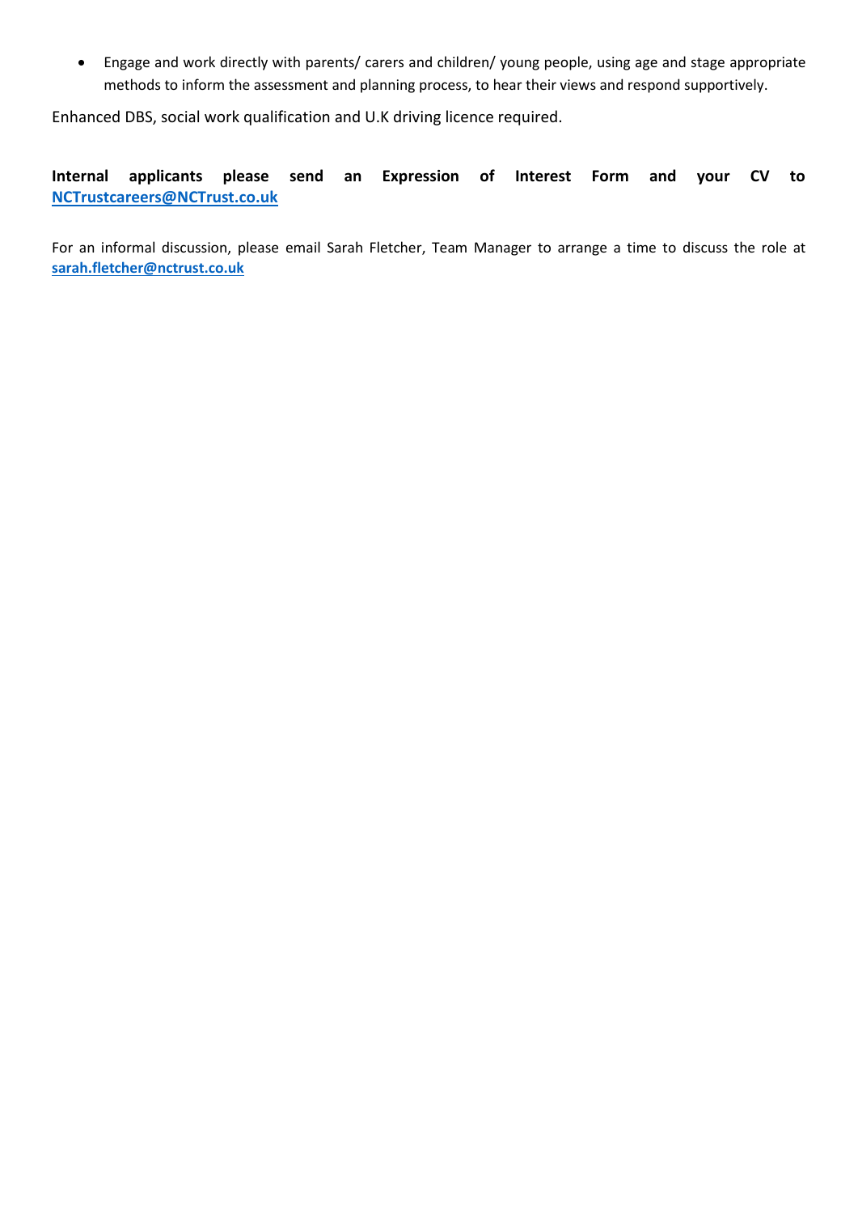- Engage and work directly with parents/ carers and children/ young people, using age and stage appropriate methods to inform the assessment and planning process, to hear their views and respond supportively.

Enhanced DBS, social work qualification and U.K driving licence required.

**Internal applicants please send an Expression of Interest Form and your CV to [NCTrustcareers@NCTrust.co.uk](mailto:NCTrustcareers@NCTrust.co.uk)**

For an informal discussion, please email Sarah Fletcher, Team Manager to arrange a time to discuss the role at **[sarah.fletcher@nctrust.co.uk](mailto:sarah.fletcher@nctrust.co.uk)**